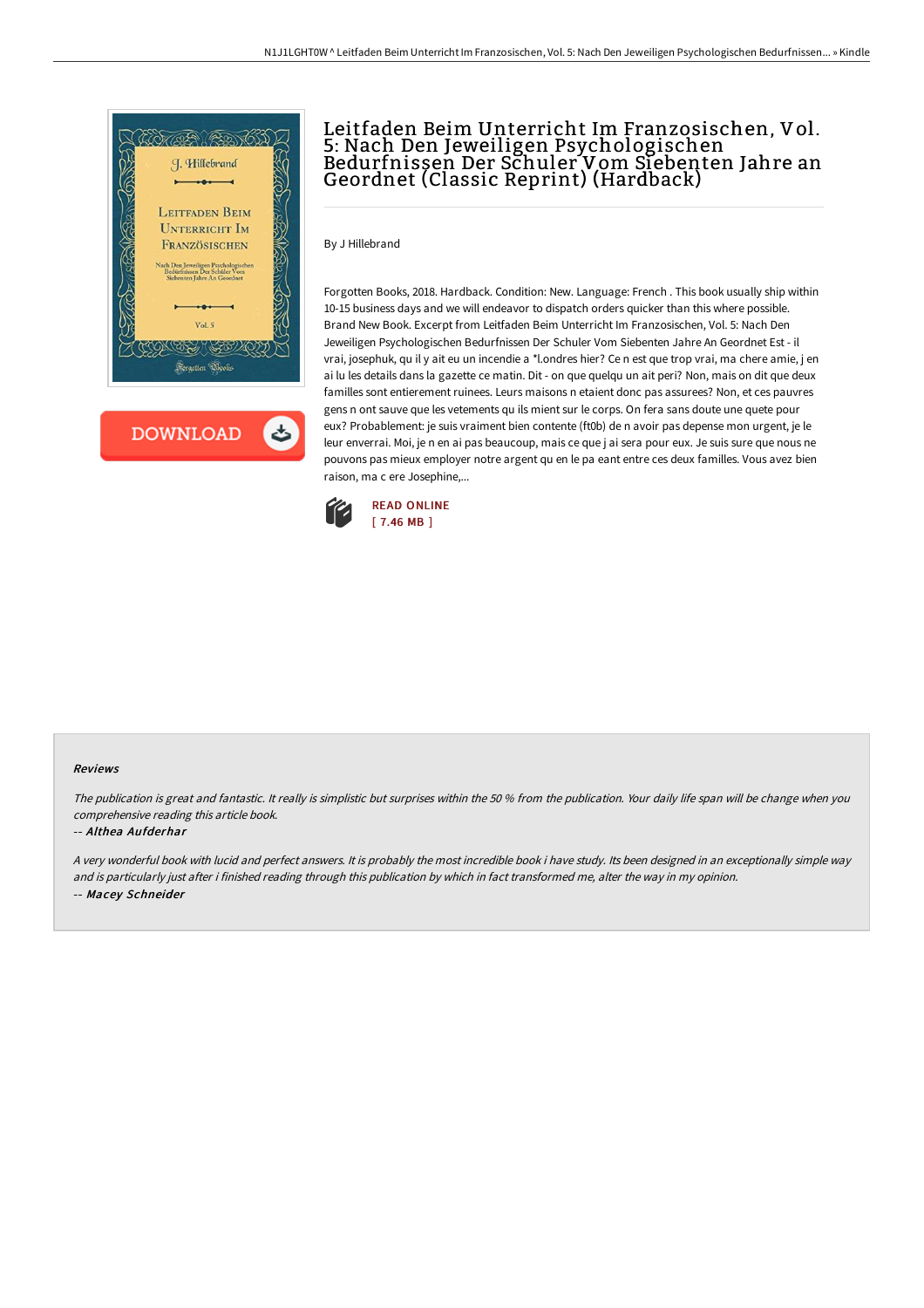# Leitfaden Beim Unterricht Im Franzosischen, Vol. 5: Nach Den Jeweiligen Psychologischen Bedurfnissen Der Schuler Vom Siebenten Jahre an Geordnet (Classic Reprint) (Hardback)

By J Hillebrand

Forgotten Books, 2018. Hardback. Condition: New. Language: French . This book usually ship within 10-15 business days and we will endeavor to dispatch orders quicker than this where possible. Brand New Book. Excerpt from Leitfaden Beim Unterricht Im Franzosischen, Vol. 5: Nach Den Jeweiligen Psychologischen Bedurfnissen Der Schuler Vom Siebenten Jahre An Geordnet Est - il vrai, josephuk, qu il y ait eu un incendie a *l.ondres hier? Ce n est que trop vrai, ma chere amie, j en ai lu les details dans la gazette ce matin. Dit - on que quelqu un ait peri? Non, mais on dit que deux familles sont entierement ruinees. Leurs maisons n etaient donc pas assurees? Non, et ces pauvres gens n ont sauve que les vetements qu ils mient sur le corps. On fera sans doute une quete pour eux? Probablement: je suis vraiment bien contente (ft0b) de n avoir pas depense mon urgent, je le leur enverrai. Moi, je n en ai pas beaucoup, mais ce que j ai sera pour eux. Je suis sure que nous ne pouvons pas mieux employer notre argent qu en le pa eant entre ces deux familles. Vous avez bien raison, ma c ere Josephine,...

READ ONLINE
[ 7.46 MB ]

### Reviews

*The publication is great and fantastic. It really is simplistic but surprises within the 50 % from the publication. Your daily life span will be change when you comprehensive reading this article book.*

-- *Althea Aufderhar*

*A very wonderful book with lucid and perfect answers. It is probably the most incredible book i have study. Its been designed in an exceptionally simple way and is particularly just after i finished reading through this publication by which in fact transformed me, alter the way in my opinion.*

-- *Macey Schneider*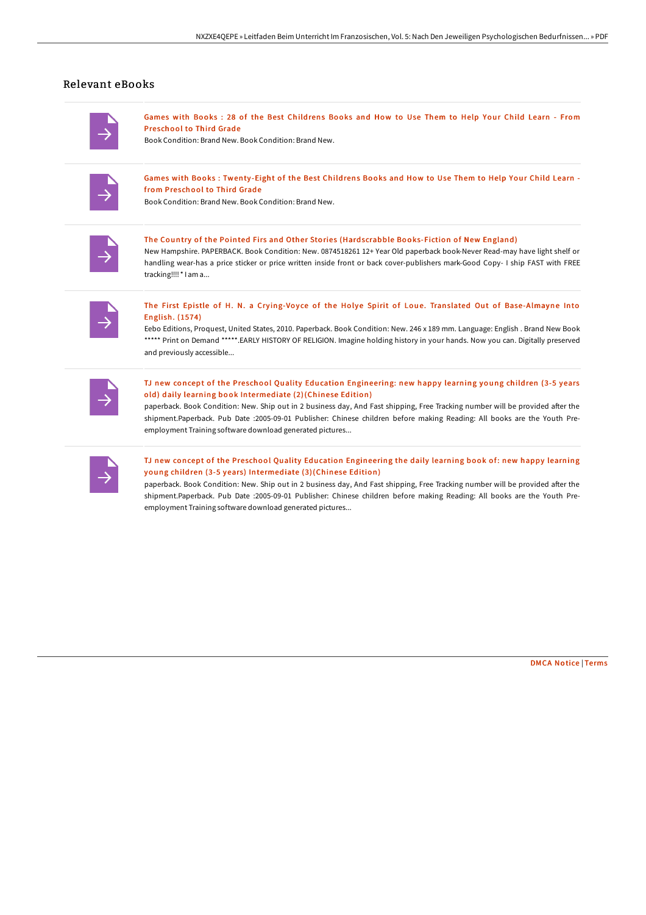## Relevant eBooks

**Games with Books : 28 of the Best Childrens Books and How to Use Them to Help Your Child Learn - From Preschool to Third Grade**

Book Condition: Brand New. Book Condition: Brand New.

**Games with Books : Twenty-Eight of the Best Childrens Books and How to Use Them to Help Your Child Learn - from Preschool to Third Grade**

Book Condition: Brand New. Book Condition: Brand New.

**The Country of the Pointed Firs and Other Stories (Hardscrabble Books-Fiction of New England)**

New Hampshire. PAPERBACK. Book Condition: New. 0874518261 12+ Year Old paperback book-Never Read-may have light shelf or handling wear-has a price sticker or price written inside front or back cover-publishers mark-Good Copy- I ship FAST with FREE tracking!!!! * I am a...

**The First Epistle of H. N. a Crying-Voyce of the Holye Spirit of Loue. Translated Out of Base-Almayne Into English. (1574)**

Eebo Editions, Proquest, United States, 2010. Paperback. Book Condition: New. 246 x 189 mm. Language: English . Brand New Book ***** Print on Demand *****.EARLY HISTORY OF RELIGION. Imagine holding history in your hands. Now you can. Digitally preserved and previously accessible...

**TJ new concept of the Preschool Quality Education Engineering: new happy learning young children (3-5 years old) daily learning book Intermediate (2)(Chinese Edition)**

paperback. Book Condition: New. Ship out in 2 business day, And Fast shipping, Free Tracking number will be provided after the shipment.Paperback. Pub Date :2005-09-01 Publisher: Chinese children before making Reading: All books are the Youth Pre-employment Training software download generated pictures...

**TJ new concept of the Preschool Quality Education Engineering the daily learning book of: new happy learning young children (3-5 years) Intermediate (3)(Chinese Edition)**

paperback. Book Condition: New. Ship out in 2 business day, And Fast shipping, Free Tracking number will be provided after the shipment.Paperback. Pub Date :2005-09-01 Publisher: Chinese children before making Reading: All books are the Youth Pre-employment Training software download generated pictures...